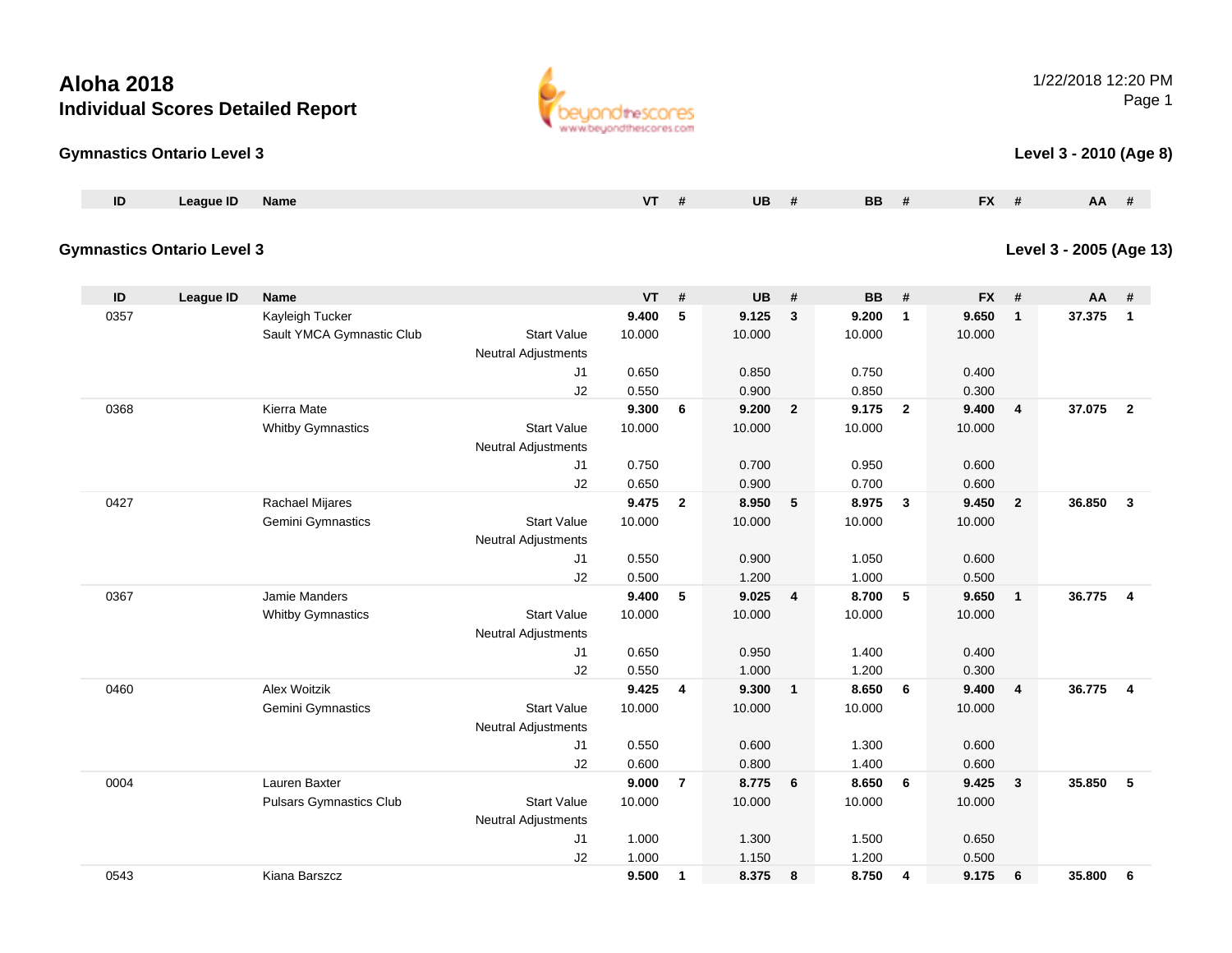# Aloha 2018

## Individual Scores Detailed Report

1/22/2018 12:20 PM

### Gymnastics Ontario Level 3

**Level 3 - 2010 (Age 8)**

| ID | League ID | Name | | VT | # | UB | # | BB | # | FX | # | AA | # |
|---|---|---|---|---|---|---|---|---|---|---|---|---|---|

### Gymnastics Ontario Level 3

**Level 3 - 2005 (Age 13)**

| ID | League ID | Name | | VT | # | UB | # | BB | # | FX | # | AA | # |
|---|---|---|---|---|---|---|---|---|---|---|---|---|---|
| 0357 | | Kayleigh Tucker | | **9.400** | **5** | **9.125** | **3** | **9.200** | **1** | **9.650** | **1** | **37.375** | **1** |
| | | Sault YMCA Gymnastic Club | Start Value | 10.000 | | 10.000 | | 10.000 | | 10.000 | | | |
| | | | Neutral Adjustments | | | | | | | | | | |
| | | | J1 | 0.650 | | 0.850 | | 0.750 | | 0.400 | | | |
| | | | J2 | 0.550 | | 0.900 | | 0.850 | | 0.300 | | | |
| 0368 | | Kierra Mate | | **9.300** | **6** | **9.200** | **2** | **9.175** | **2** | **9.400** | **4** | **37.075** | **2** |
| | | Whitby Gymnastics | Start Value | 10.000 | | 10.000 | | 10.000 | | 10.000 | | | |
| | | | Neutral Adjustments | | | | | | | | | | |
| | | | J1 | 0.750 | | 0.700 | | 0.950 | | 0.600 | | | |
| | | | J2 | 0.650 | | 0.900 | | 0.700 | | 0.600 | | | |
| 0427 | | Rachael Mijares | | **9.475** | **2** | **8.950** | **5** | **8.975** | **3** | **9.450** | **2** | **36.850** | **3** |
| | | Gemini Gymnastics | Start Value | 10.000 | | 10.000 | | 10.000 | | 10.000 | | | |
| | | | Neutral Adjustments | | | | | | | | | | |
| | | | J1 | 0.550 | | 0.900 | | 1.050 | | 0.600 | | | |
| | | | J2 | 0.500 | | 1.200 | | 1.000 | | 0.500 | | | |
| 0367 | | Jamie Manders | | **9.400** | **5** | **9.025** | **4** | **8.700** | **5** | **9.650** | **1** | **36.775** | **4** |
| | | Whitby Gymnastics | Start Value | 10.000 | | 10.000 | | 10.000 | | 10.000 | | | |
| | | | Neutral Adjustments | | | | | | | | | | |
| | | | J1 | 0.650 | | 0.950 | | 1.400 | | 0.400 | | | |
| | | | J2 | 0.550 | | 1.000 | | 1.200 | | 0.300 | | | |
| 0460 | | Alex Woitzik | | **9.425** | **4** | **9.300** | **1** | **8.650** | **6** | **9.400** | **4** | **36.775** | **4** |
| | | Gemini Gymnastics | Start Value | 10.000 | | 10.000 | | 10.000 | | 10.000 | | | |
| | | | Neutral Adjustments | | | | | | | | | | |
| | | | J1 | 0.550 | | 0.600 | | 1.300 | | 0.600 | | | |
| | | | J2 | 0.600 | | 0.800 | | 1.400 | | 0.600 | | | |
| 0004 | | Lauren Baxter | | **9.000** | **7** | **8.775** | **6** | **8.650** | **6** | **9.425** | **3** | **35.850** | **5** |
| | | Pulsars Gymnastics Club | Start Value | 10.000 | | 10.000 | | 10.000 | | 10.000 | | | |
| | | | Neutral Adjustments | | | | | | | | | | |
| | | | J1 | 1.000 | | 1.300 | | 1.500 | | 0.650 | | | |
| | | | J2 | 1.000 | | 1.150 | | 1.200 | | 0.500 | | | |
| 0543 | | Kiana Barszcz | | **9.500** | **1** | **8.375** | **8** | **8.750** | **4** | **9.175** | **6** | **35.800** | **6** |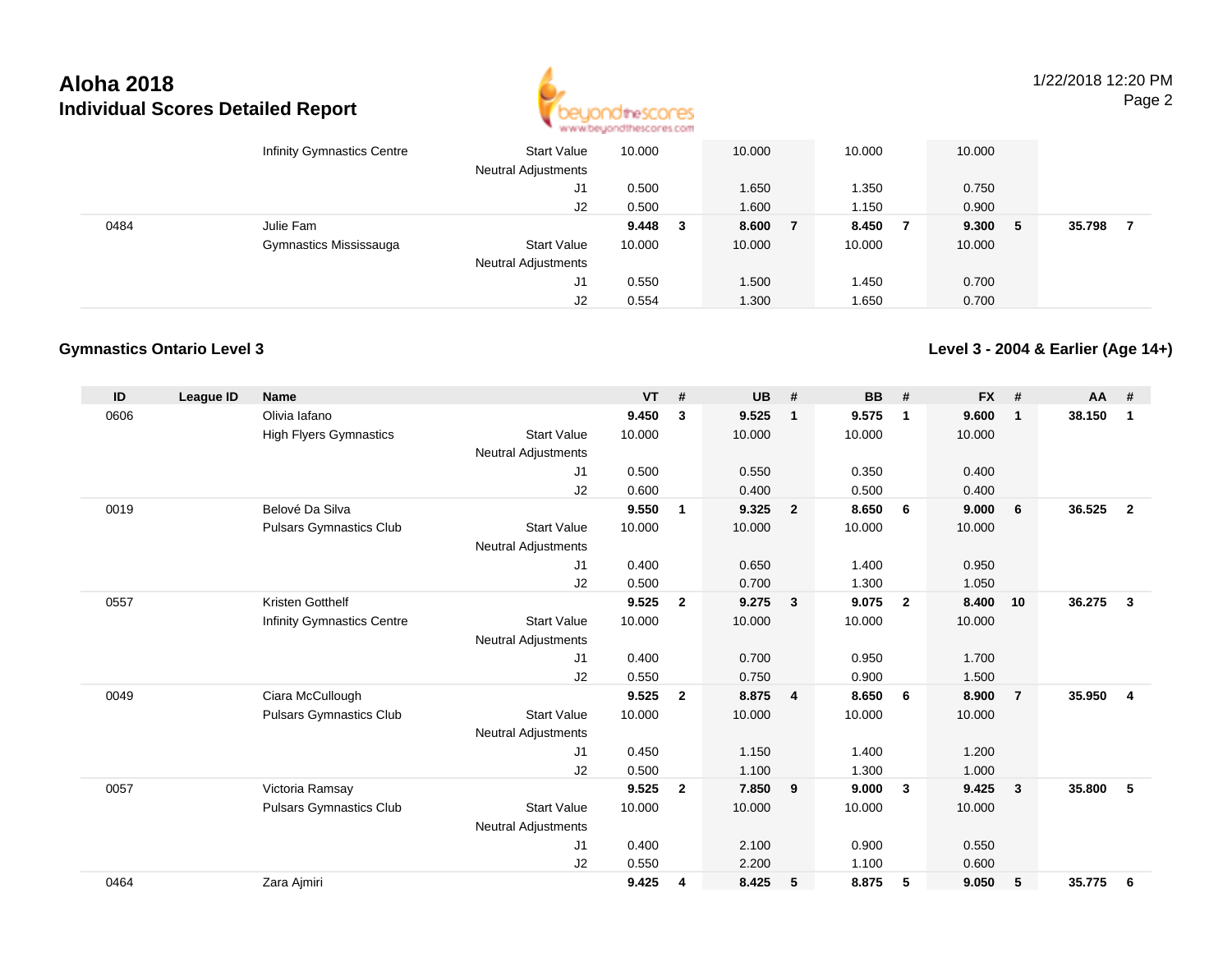| ID | League ID | Name | | VT | # | UB | # | BB | # | FX | # | AA | # |
|---|---|---|---|---|---|---|---|---|---|---|---|---|---|
| | | Infinity Gymnastics Centre | Start Value | 10.000 | | 10.000 | | 10.000 | | 10.000 | | | |
| | | | Neutral Adjustments | | | | | | | | | | |
| | | | J1 | 0.500 | | 1.650 | | 1.350 | | 0.750 | | | |
| | | | J2 | 0.500 | | 1.600 | | 1.150 | | 0.900 | | | |
| 0484 | | Julie Fam | | **9.448** | **3** | **8.600** | **7** | **8.450** | **7** | **9.300** | **5** | **35.798** | **7** |
| | | Gymnastics Mississauga | Start Value | 10.000 | | 10.000 | | 10.000 | | 10.000 | | | |
| | | | Neutral Adjustments | | | | | | | | | | |
| | | | J1 | 0.550 | | 1.500 | | 1.450 | | 0.700 | | | |
| | | | J2 | 0.554 | | 1.300 | | 1.650 | | 0.700 | | | |

## Gymnastics Ontario Level 3

**Level 3 - 2004 & Earlier (Age 14+)**

| ID | League ID | Name | | VT | # | UB | # | BB | # | FX | # | AA | # |
|---|---|---|---|---|---|---|---|---|---|---|---|---|---|
| 0606 | | Olivia Iafano | | **9.450** | **3** | **9.525** | **1** | **9.575** | **1** | **9.600** | **1** | **38.150** | **1** |
| | | High Flyers Gymnastics | Start Value | 10.000 | | 10.000 | | 10.000 | | 10.000 | | | |
| | | | Neutral Adjustments | | | | | | | | | | |
| | | | J1 | 0.500 | | 0.550 | | 0.350 | | 0.400 | | | |
| | | | J2 | 0.600 | | 0.400 | | 0.500 | | 0.400 | | | |
| 0019 | | Belové Da Silva | | **9.550** | **1** | **9.325** | **2** | **8.650** | **6** | **9.000** | **6** | **36.525** | **2** |
| | | Pulsars Gymnastics Club | Start Value | 10.000 | | 10.000 | | 10.000 | | 10.000 | | | |
| | | | Neutral Adjustments | | | | | | | | | | |
| | | | J1 | 0.400 | | 0.650 | | 1.400 | | 0.950 | | | |
| | | | J2 | 0.500 | | 0.700 | | 1.300 | | 1.050 | | | |
| 0557 | | Kristen Gotthelf | | **9.525** | **2** | **9.275** | **3** | **9.075** | **2** | **8.400** | **10** | **36.275** | **3** |
| | | Infinity Gymnastics Centre | Start Value | 10.000 | | 10.000 | | 10.000 | | 10.000 | | | |
| | | | Neutral Adjustments | | | | | | | | | | |
| | | | J1 | 0.400 | | 0.700 | | 0.950 | | 1.700 | | | |
| | | | J2 | 0.550 | | 0.750 | | 0.900 | | 1.500 | | | |
| 0049 | | Ciara McCullough | | **9.525** | **2** | **8.875** | **4** | **8.650** | **6** | **8.900** | **7** | **35.950** | **4** |
| | | Pulsars Gymnastics Club | Start Value | 10.000 | | 10.000 | | 10.000 | | 10.000 | | | |
| | | | Neutral Adjustments | | | | | | | | | | |
| | | | J1 | 0.450 | | 1.150 | | 1.400 | | 1.200 | | | |
| | | | J2 | 0.500 | | 1.100 | | 1.300 | | 1.000 | | | |
| 0057 | | Victoria Ramsay | | **9.525** | **2** | **7.850** | **9** | **9.000** | **3** | **9.425** | **3** | **35.800** | **5** |
| | | Pulsars Gymnastics Club | Start Value | 10.000 | | 10.000 | | 10.000 | | 10.000 | | | |
| | | | Neutral Adjustments | | | | | | | | | | |
| | | | J1 | 0.400 | | 2.100 | | 0.900 | | 0.550 | | | |
| | | | J2 | 0.550 | | 2.200 | | 1.100 | | 0.600 | | | |
| 0464 | | Zara Ajmiri | | **9.425** | **4** | **8.425** | **5** | **8.875** | **5** | **9.050** | **5** | **35.775** | **6** |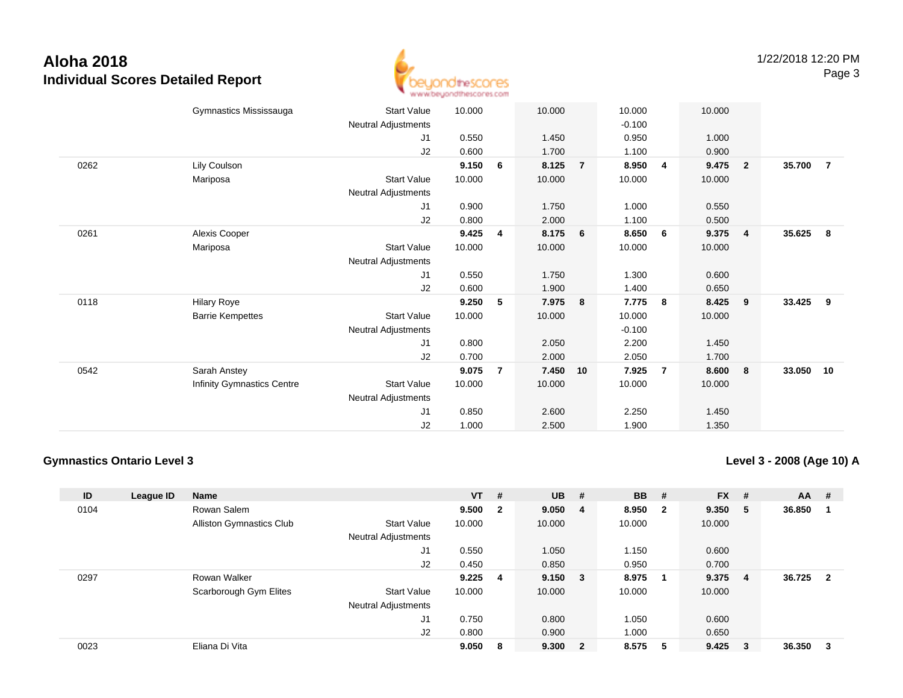# Aloha 2018
## Individual Scores Detailed Report

| ID | League ID | Name | | VT | # | UB | # | BB | # | FX | # | AA | # |
|---|---|---|---|---|---|---|---|---|---|---|---|---|---|
| | | Gymnastics Mississauga | Start Value | 10.000 | | 10.000 | | 10.000 | | 10.000 | | | |
| | | | Neutral Adjustments | | | | | -0.100 | | | | | |
| | | | J1 | 0.550 | | 1.450 | | 0.950 | | 1.000 | | | |
| | | | J2 | 0.600 | | 1.700 | | 1.100 | | 0.900 | | | |
| 0262 | | Lily Coulson | | **9.150** | **6** | **8.125** | **7** | **8.950** | **4** | **9.475** | **2** | **35.700** | **7** |
| | | Mariposa | Start Value | 10.000 | | 10.000 | | 10.000 | | 10.000 | | | |
| | | | Neutral Adjustments | | | | | | | | | | |
| | | | J1 | 0.900 | | 1.750 | | 1.000 | | 0.550 | | | |
| | | | J2 | 0.800 | | 2.000 | | 1.100 | | 0.500 | | | |
| 0261 | | Alexis Cooper | | **9.425** | **4** | **8.175** | **6** | **8.650** | **6** | **9.375** | **4** | **35.625** | **8** |
| | | Mariposa | Start Value | 10.000 | | 10.000 | | 10.000 | | 10.000 | | | |
| | | | Neutral Adjustments | | | | | | | | | | |
| | | | J1 | 0.550 | | 1.750 | | 1.300 | | 0.600 | | | |
| | | | J2 | 0.600 | | 1.900 | | 1.400 | | 0.650 | | | |
| 0118 | | Hilary Roye | | **9.250** | **5** | **7.975** | **8** | **7.775** | **8** | **8.425** | **9** | **33.425** | **9** |
| | | Barrie Kempettes | Start Value | 10.000 | | 10.000 | | 10.000 | | 10.000 | | | |
| | | | Neutral Adjustments | | | | | -0.100 | | | | | |
| | | | J1 | 0.800 | | 2.050 | | 2.200 | | 1.450 | | | |
| | | | J2 | 0.700 | | 2.000 | | 2.050 | | 1.700 | | | |
| 0542 | | Sarah Anstey | | **9.075** | **7** | **7.450** | **10** | **7.925** | **7** | **8.600** | **8** | **33.050** | **10** |
| | | Infinity Gymnastics Centre | Start Value | 10.000 | | 10.000 | | 10.000 | | 10.000 | | | |
| | | | Neutral Adjustments | | | | | | | | | | |
| | | | J1 | 0.850 | | 2.600 | | 2.250 | | 1.450 | | | |
| | | | J2 | 1.000 | | 2.500 | | 1.900 | | 1.350 | | | |

### Gymnastics Ontario Level 3

### Level 3 - 2008 (Age 10) A

| ID | League ID | Name | | VT | # | UB | # | BB | # | FX | # | AA | # |
|---|---|---|---|---|---|---|---|---|---|---|---|---|---|
| 0104 | | Rowan Salem | | **9.500** | **2** | **9.050** | **4** | **8.950** | **2** | **9.350** | **5** | **36.850** | **1** |
| | | Alliston Gymnastics Club | Start Value | 10.000 | | 10.000 | | 10.000 | | 10.000 | | | |
| | | | Neutral Adjustments | | | | | | | | | | |
| | | | J1 | 0.550 | | 1.050 | | 1.150 | | 0.600 | | | |
| | | | J2 | 0.450 | | 0.850 | | 0.950 | | 0.700 | | | |
| 0297 | | Rowan Walker | | **9.225** | **4** | **9.150** | **3** | **8.975** | **1** | **9.375** | **4** | **36.725** | **2** |
| | | Scarborough Gym Elites | Start Value | 10.000 | | 10.000 | | 10.000 | | 10.000 | | | |
| | | | Neutral Adjustments | | | | | | | | | | |
| | | | J1 | 0.750 | | 0.800 | | 1.050 | | 0.600 | | | |
| | | | J2 | 0.800 | | 0.900 | | 1.000 | | 0.650 | | | |
| 0023 | | Eliana Di Vita | | **9.050** | **8** | **9.300** | **2** | **8.575** | **5** | **9.425** | **3** | **36.350** | **3** |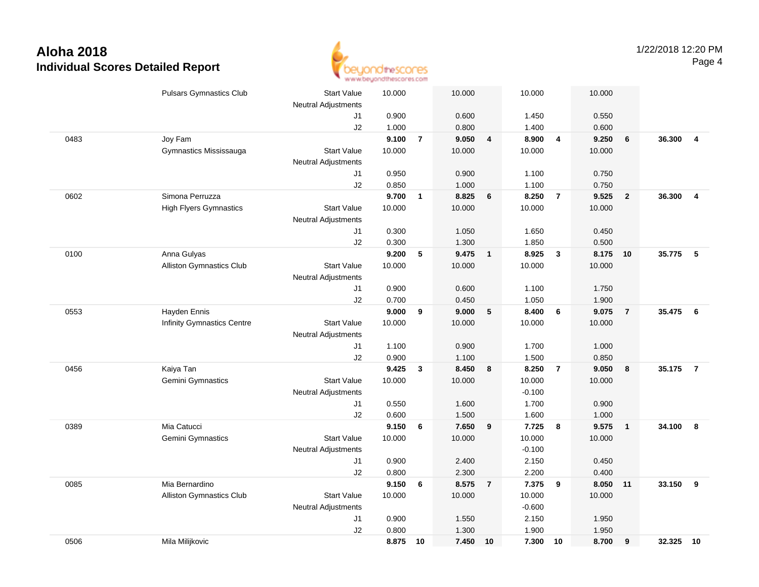# Aloha 2018
## Individual Scores Detailed Report

1/22/2018 12:20 PM

| # | Name / Club | | Vault | Rank | Bars | Rank | Beam | Rank | Floor | Rank | AA | Rank |
|---|---|---|---|---|---|---|---|---|---|---|---|---|
| | Pulsars Gymnastics Club | Start Value | 10.000 | | 10.000 | | 10.000 | | 10.000 | | | |
| | | Neutral Adjustments | | | | | | | | | | |
| | | J1 | 0.900 | | 0.600 | | 1.450 | | 0.550 | | | |
| | | J2 | 1.000 | | 0.800 | | 1.400 | | 0.600 | | | |
| 0483 | Joy Fam | | **9.100** | **7** | **9.050** | **4** | **8.900** | **4** | **9.250** | **6** | **36.300** | **4** |
| | Gymnastics Mississauga | Start Value | 10.000 | | 10.000 | | 10.000 | | 10.000 | | | |
| | | Neutral Adjustments | | | | | | | | | | |
| | | J1 | 0.950 | | 0.900 | | 1.100 | | 0.750 | | | |
| | | J2 | 0.850 | | 1.000 | | 1.100 | | 0.750 | | | |
| 0602 | Simona Perruzza | | **9.700** | **1** | **8.825** | **6** | **8.250** | **7** | **9.525** | **2** | **36.300** | **4** |
| | High Flyers Gymnastics | Start Value | 10.000 | | 10.000 | | 10.000 | | 10.000 | | | |
| | | Neutral Adjustments | | | | | | | | | | |
| | | J1 | 0.300 | | 1.050 | | 1.650 | | 0.450 | | | |
| | | J2 | 0.300 | | 1.300 | | 1.850 | | 0.500 | | | |
| 0100 | Anna Gulyas | | **9.200** | **5** | **9.475** | **1** | **8.925** | **3** | **8.175** | **10** | **35.775** | **5** |
| | Alliston Gymnastics Club | Start Value | 10.000 | | 10.000 | | 10.000 | | 10.000 | | | |
| | | Neutral Adjustments | | | | | | | | | | |
| | | J1 | 0.900 | | 0.600 | | 1.100 | | 1.750 | | | |
| | | J2 | 0.700 | | 0.450 | | 1.050 | | 1.900 | | | |
| 0553 | Hayden Ennis | | **9.000** | **9** | **9.000** | **5** | **8.400** | **6** | **9.075** | **7** | **35.475** | **6** |
| | Infinity Gymnastics Centre | Start Value | 10.000 | | 10.000 | | 10.000 | | 10.000 | | | |
| | | Neutral Adjustments | | | | | | | | | | |
| | | J1 | 1.100 | | 0.900 | | 1.700 | | 1.000 | | | |
| | | J2 | 0.900 | | 1.100 | | 1.500 | | 0.850 | | | |
| 0456 | Kaiya Tan | | **9.425** | **3** | **8.450** | **8** | **8.250** | **7** | **9.050** | **8** | **35.175** | **7** |
| | Gemini Gymnastics | Start Value | 10.000 | | 10.000 | | 10.000 | | 10.000 | | | |
| | | Neutral Adjustments | | | | | -0.100 | | | | | |
| | | J1 | 0.550 | | 1.600 | | 1.700 | | 0.900 | | | |
| | | J2 | 0.600 | | 1.500 | | 1.600 | | 1.000 | | | |
| 0389 | Mia Catucci | | **9.150** | **6** | **7.650** | **9** | **7.725** | **8** | **9.575** | **1** | **34.100** | **8** |
| | Gemini Gymnastics | Start Value | 10.000 | | 10.000 | | 10.000 | | 10.000 | | | |
| | | Neutral Adjustments | | | | | -0.100 | | | | | |
| | | J1 | 0.900 | | 2.400 | | 2.150 | | 0.450 | | | |
| | | J2 | 0.800 | | 2.300 | | 2.200 | | 0.400 | | | |
| 0085 | Mia Bernardino | | **9.150** | **6** | **8.575** | **7** | **7.375** | **9** | **8.050** | **11** | **33.150** | **9** |
| | Alliston Gymnastics Club | Start Value | 10.000 | | 10.000 | | 10.000 | | 10.000 | | | |
| | | Neutral Adjustments | | | | | -0.600 | | | | | |
| | | J1 | 0.900 | | 1.550 | | 2.150 | | 1.950 | | | |
| | | J2 | 0.800 | | 1.300 | | 1.900 | | 1.950 | | | |
| 0506 | Mila Milijkovic | | **8.875** | **10** | **7.450** | **10** | **7.300** | **10** | **8.700** | **9** | **32.325** | **10** |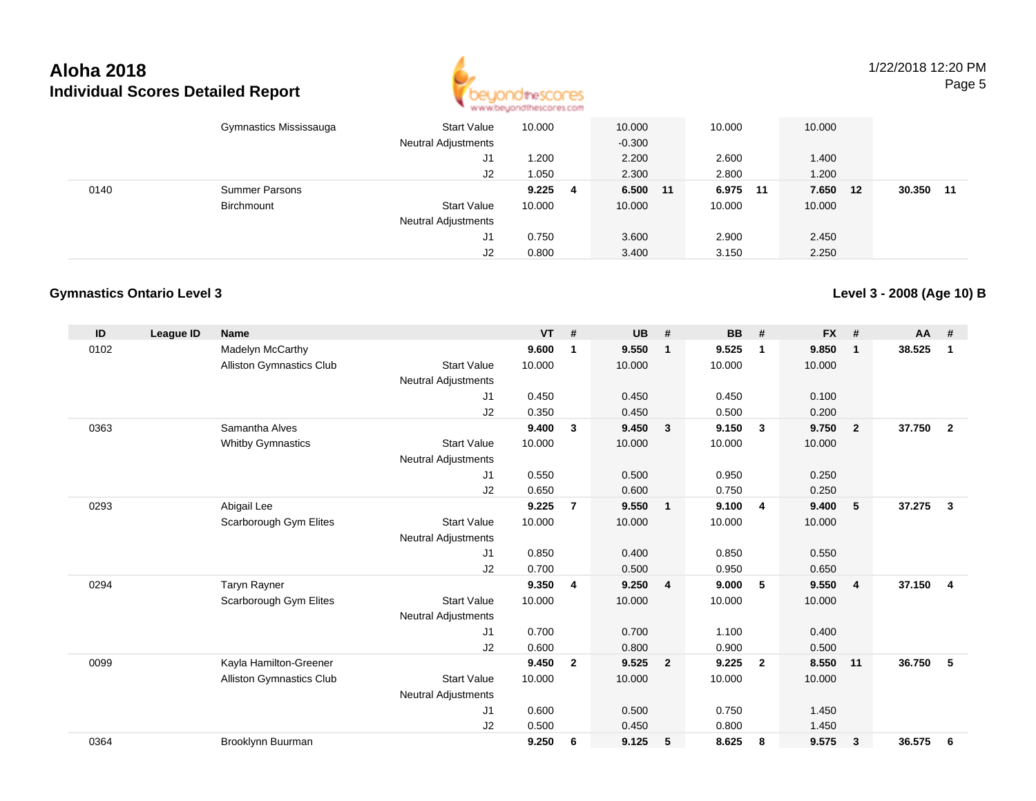# Aloha 2018
## Individual Scores Detailed Report

| ID | League ID | Name | | VT | # | UB | # | BB | # | FX | # | AA | # |
|---|---|---|---|---|---|---|---|---|---|---|---|---|---|
| | | Gymnastics Mississauga | Start Value | 10.000 | | 10.000 | | 10.000 | | 10.000 | | | |
| | | | Neutral Adjustments | | | -0.300 | | | | | | | |
| | | | J1 | 1.200 | | 2.200 | | 2.600 | | 1.400 | | | |
| | | | J2 | 1.050 | | 2.300 | | 2.800 | | 1.200 | | | |
| 0140 | | Summer Parsons | | **9.225** | **4** | **6.500** | **11** | **6.975** | **11** | **7.650** | **12** | **30.350** | **11** |
| | | Birchmount | Start Value | 10.000 | | 10.000 | | 10.000 | | 10.000 | | | |
| | | | Neutral Adjustments | | | | | | | | | | |
| | | | J1 | 0.750 | | 3.600 | | 2.900 | | 2.450 | | | |
| | | | J2 | 0.800 | | 3.400 | | 3.150 | | 2.250 | | | |

### Gymnastics Ontario Level 3

**Level 3 - 2008 (Age 10) B**

| ID | League ID | Name | | VT | # | UB | # | BB | # | FX | # | AA | # |
|---|---|---|---|---|---|---|---|---|---|---|---|---|---|
| 0102 | | Madelyn McCarthy | | **9.600** | **1** | **9.550** | **1** | **9.525** | **1** | **9.850** | **1** | **38.525** | **1** |
| | | Alliston Gymnastics Club | Start Value | 10.000 | | 10.000 | | 10.000 | | 10.000 | | | |
| | | | Neutral Adjustments | | | | | | | | | | |
| | | | J1 | 0.450 | | 0.450 | | 0.450 | | 0.100 | | | |
| | | | J2 | 0.350 | | 0.450 | | 0.500 | | 0.200 | | | |
| 0363 | | Samantha Alves | | **9.400** | **3** | **9.450** | **3** | **9.150** | **3** | **9.750** | **2** | **37.750** | **2** |
| | | Whitby Gymnastics | Start Value | 10.000 | | 10.000 | | 10.000 | | 10.000 | | | |
| | | | Neutral Adjustments | | | | | | | | | | |
| | | | J1 | 0.550 | | 0.500 | | 0.950 | | 0.250 | | | |
| | | | J2 | 0.650 | | 0.600 | | 0.750 | | 0.250 | | | |
| 0293 | | Abigail Lee | | **9.225** | **7** | **9.550** | **1** | **9.100** | **4** | **9.400** | **5** | **37.275** | **3** |
| | | Scarborough Gym Elites | Start Value | 10.000 | | 10.000 | | 10.000 | | 10.000 | | | |
| | | | Neutral Adjustments | | | | | | | | | | |
| | | | J1 | 0.850 | | 0.400 | | 0.850 | | 0.550 | | | |
| | | | J2 | 0.700 | | 0.500 | | 0.950 | | 0.650 | | | |
| 0294 | | Taryn Rayner | | **9.350** | **4** | **9.250** | **4** | **9.000** | **5** | **9.550** | **4** | **37.150** | **4** |
| | | Scarborough Gym Elites | Start Value | 10.000 | | 10.000 | | 10.000 | | 10.000 | | | |
| | | | Neutral Adjustments | | | | | | | | | | |
| | | | J1 | 0.700 | | 0.700 | | 1.100 | | 0.400 | | | |
| | | | J2 | 0.600 | | 0.800 | | 0.900 | | 0.500 | | | |
| 0099 | | Kayla Hamilton-Greener | | **9.450** | **2** | **9.525** | **2** | **9.225** | **2** | **8.550** | **11** | **36.750** | **5** |
| | | Alliston Gymnastics Club | Start Value | 10.000 | | 10.000 | | 10.000 | | 10.000 | | | |
| | | | Neutral Adjustments | | | | | | | | | | |
| | | | J1 | 0.600 | | 0.500 | | 0.750 | | 1.450 | | | |
| | | | J2 | 0.500 | | 0.450 | | 0.800 | | 1.450 | | | |
| 0364 | | Brooklynn Buurman | | **9.250** | **6** | **9.125** | **5** | **8.625** | **8** | **9.575** | **3** | **36.575** | **6** |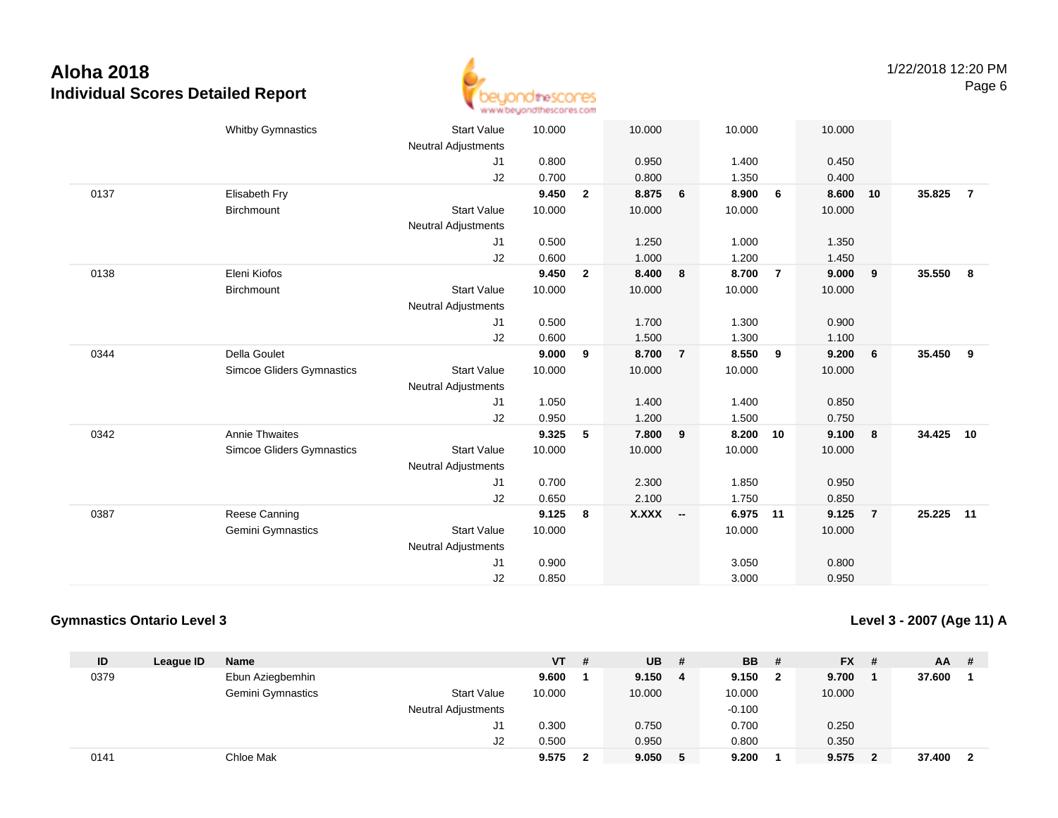# Aloha 2018

## Individual Scores Detailed Report

1/22/2018 12:20 PM

| ID | League ID | Name | | VT | # | UB | # | BB | # | FX | # | AA | # |
|---|---|---|---|---|---|---|---|---|---|---|---|---|---|
| | | Whitby Gymnastics | Start Value | 10.000 | | 10.000 | | 10.000 | | 10.000 | | | |
| | | | Neutral Adjustments | | | | | | | | | | |
| | | | J1 | 0.800 | | 0.950 | | 1.400 | | 0.450 | | | |
| | | | J2 | 0.700 | | 0.800 | | 1.350 | | 0.400 | | | |
| 0137 | | Elisabeth Fry | | **9.450** | **2** | **8.875** | **6** | **8.900** | **6** | **8.600** | **10** | **35.825** | **7** |
| | | Birchmount | Start Value | 10.000 | | 10.000 | | 10.000 | | 10.000 | | | |
| | | | Neutral Adjustments | | | | | | | | | | |
| | | | J1 | 0.500 | | 1.250 | | 1.000 | | 1.350 | | | |
| | | | J2 | 0.600 | | 1.000 | | 1.200 | | 1.450 | | | |
| 0138 | | Eleni Kiofos | | **9.450** | **2** | **8.400** | **8** | **8.700** | **7** | **9.000** | **9** | **35.550** | **8** |
| | | Birchmount | Start Value | 10.000 | | 10.000 | | 10.000 | | 10.000 | | | |
| | | | Neutral Adjustments | | | | | | | | | | |
| | | | J1 | 0.500 | | 1.700 | | 1.300 | | 0.900 | | | |
| | | | J2 | 0.600 | | 1.500 | | 1.300 | | 1.100 | | | |
| 0344 | | Della Goulet | | **9.000** | **9** | **8.700** | **7** | **8.550** | **9** | **9.200** | **6** | **35.450** | **9** |
| | | Simcoe Gliders Gymnastics | Start Value | 10.000 | | 10.000 | | 10.000 | | 10.000 | | | |
| | | | Neutral Adjustments | | | | | | | | | | |
| | | | J1 | 1.050 | | 1.400 | | 1.400 | | 0.850 | | | |
| | | | J2 | 0.950 | | 1.200 | | 1.500 | | 0.750 | | | |
| 0342 | | Annie Thwaites | | **9.325** | **5** | **7.800** | **9** | **8.200** | **10** | **9.100** | **8** | **34.425** | **10** |
| | | Simcoe Gliders Gymnastics | Start Value | 10.000 | | 10.000 | | 10.000 | | 10.000 | | | |
| | | | Neutral Adjustments | | | | | | | | | | |
| | | | J1 | 0.700 | | 2.300 | | 1.850 | | 0.950 | | | |
| | | | J2 | 0.650 | | 2.100 | | 1.750 | | 0.850 | | | |
| 0387 | | Reese Canning | | **9.125** | **8** | **X.XXX** | **--** | **6.975** | **11** | **9.125** | **7** | **25.225** | **11** |
| | | Gemini Gymnastics | Start Value | 10.000 | | | | 10.000 | | 10.000 | | | |
| | | | Neutral Adjustments | | | | | | | | | | |
| | | | J1 | 0.900 | | | | 3.050 | | 0.800 | | | |
| | | | J2 | 0.850 | | | | 3.000 | | 0.950 | | | |

### Gymnastics Ontario Level 3

### Level 3 - 2007 (Age 11) A

| ID | League ID | Name | | VT | # | UB | # | BB | # | FX | # | AA | # |
|---|---|---|---|---|---|---|---|---|---|---|---|---|---|
| 0379 | | Ebun Aziegbemhin | | **9.600** | **1** | **9.150** | **4** | **9.150** | **2** | **9.700** | **1** | **37.600** | **1** |
| | | Gemini Gymnastics | Start Value | 10.000 | | 10.000 | | 10.000 | | 10.000 | | | |
| | | | Neutral Adjustments | | | | | -0.100 | | | | | |
| | | | J1 | 0.300 | | 0.750 | | 0.700 | | 0.250 | | | |
| | | | J2 | 0.500 | | 0.950 | | 0.800 | | 0.350 | | | |
| 0141 | | Chloe Mak | | **9.575** | **2** | **9.050** | **5** | **9.200** | **1** | **9.575** | **2** | **37.400** | **2** |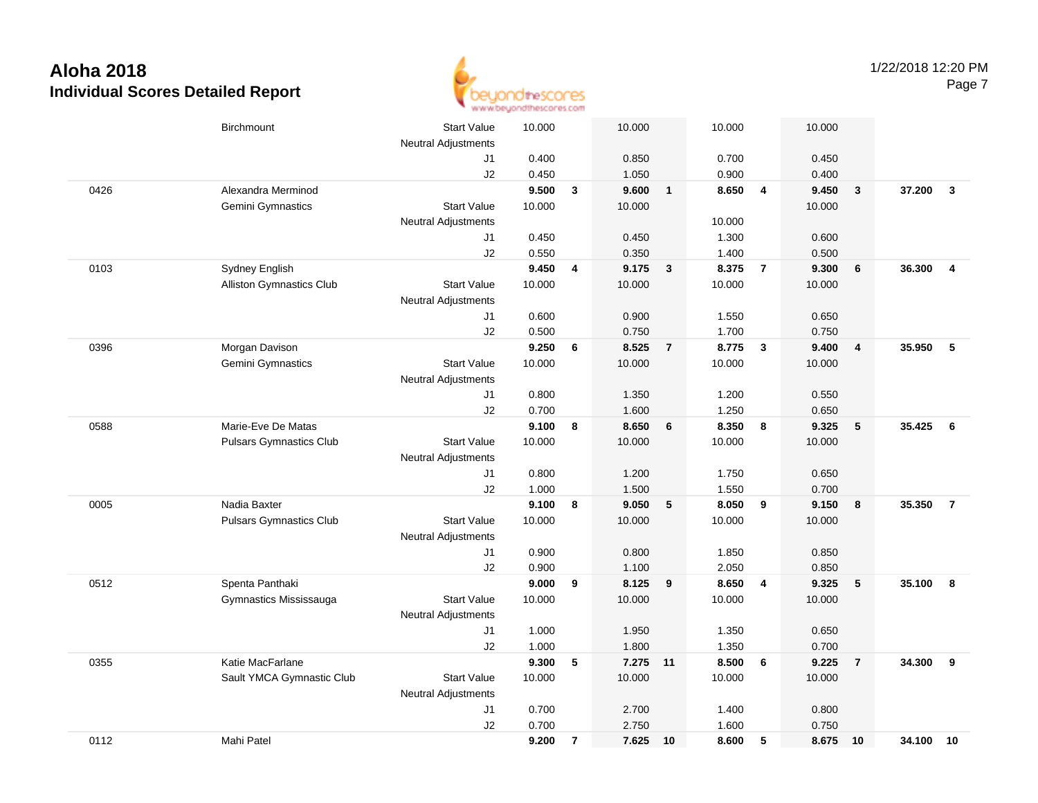# Aloha 2018

## Individual Scores Detailed Report

1/22/2018 12:20 PM

| # | Name / Club | | Vault | Rank | Bars | Rank | Beam | Rank | Floor | Rank | AA | Rank |
|---|---|---|---|---|---|---|---|---|---|---|---|---|
| | Birchmount | Start Value | 10.000 | | 10.000 | | 10.000 | | 10.000 | | | |
| | | Neutral Adjustments | | | | | | | | | | |
| | | J1 | 0.400 | | 0.850 | | 0.700 | | 0.450 | | | |
| | | J2 | 0.450 | | 1.050 | | 0.900 | | 0.400 | | | |
| 0426 | Alexandra Merminod | | **9.500** | **3** | **9.600** | **1** | **8.650** | **4** | **9.450** | **3** | **37.200** | **3** |
| | Gemini Gymnastics | Start Value | 10.000 | | 10.000 | | | | 10.000 | | | |
| | | Neutral Adjustments | | | | | 10.000 | | | | | |
| | | J1 | 0.450 | | 0.450 | | 1.300 | | 0.600 | | | |
| | | J2 | 0.550 | | 0.350 | | 1.400 | | 0.500 | | | |
| 0103 | Sydney English | | **9.450** | **4** | **9.175** | **3** | **8.375** | **7** | **9.300** | **6** | **36.300** | **4** |
| | Alliston Gymnastics Club | Start Value | 10.000 | | 10.000 | | 10.000 | | 10.000 | | | |
| | | Neutral Adjustments | | | | | | | | | | |
| | | J1 | 0.600 | | 0.900 | | 1.550 | | 0.650 | | | |
| | | J2 | 0.500 | | 0.750 | | 1.700 | | 0.750 | | | |
| 0396 | Morgan Davison | | **9.250** | **6** | **8.525** | **7** | **8.775** | **3** | **9.400** | **4** | **35.950** | **5** |
| | Gemini Gymnastics | Start Value | 10.000 | | 10.000 | | 10.000 | | 10.000 | | | |
| | | Neutral Adjustments | | | | | | | | | | |
| | | J1 | 0.800 | | 1.350 | | 1.200 | | 0.550 | | | |
| | | J2 | 0.700 | | 1.600 | | 1.250 | | 0.650 | | | |
| 0588 | Marie-Eve De Matas | | **9.100** | **8** | **8.650** | **6** | **8.350** | **8** | **9.325** | **5** | **35.425** | **6** |
| | Pulsars Gymnastics Club | Start Value | 10.000 | | 10.000 | | 10.000 | | 10.000 | | | |
| | | Neutral Adjustments | | | | | | | | | | |
| | | J1 | 0.800 | | 1.200 | | 1.750 | | 0.650 | | | |
| | | J2 | 1.000 | | 1.500 | | 1.550 | | 0.700 | | | |
| 0005 | Nadia Baxter | | **9.100** | **8** | **9.050** | **5** | **8.050** | **9** | **9.150** | **8** | **35.350** | **7** |
| | Pulsars Gymnastics Club | Start Value | 10.000 | | 10.000 | | 10.000 | | 10.000 | | | |
| | | Neutral Adjustments | | | | | | | | | | |
| | | J1 | 0.900 | | 0.800 | | 1.850 | | 0.850 | | | |
| | | J2 | 0.900 | | 1.100 | | 2.050 | | 0.850 | | | |
| 0512 | Spenta Panthaki | | **9.000** | **9** | **8.125** | **9** | **8.650** | **4** | **9.325** | **5** | **35.100** | **8** |
| | Gymnastics Mississauga | Start Value | 10.000 | | 10.000 | | 10.000 | | 10.000 | | | |
| | | Neutral Adjustments | | | | | | | | | | |
| | | J1 | 1.000 | | 1.950 | | 1.350 | | 0.650 | | | |
| | | J2 | 1.000 | | 1.800 | | 1.350 | | 0.700 | | | |
| 0355 | Katie MacFarlane | | **9.300** | **5** | **7.275** | **11** | **8.500** | **6** | **9.225** | **7** | **34.300** | **9** |
| | Sault YMCA Gymnastic Club | Start Value | 10.000 | | 10.000 | | 10.000 | | 10.000 | | | |
| | | Neutral Adjustments | | | | | | | | | | |
| | | J1 | 0.700 | | 2.700 | | 1.400 | | 0.800 | | | |
| | | J2 | 0.700 | | 2.750 | | 1.600 | | 0.750 | | | |
| 0112 | Mahi Patel | | **9.200** | **7** | **7.625** | **10** | **8.600** | **5** | **8.675** | **10** | **34.100** | **10** |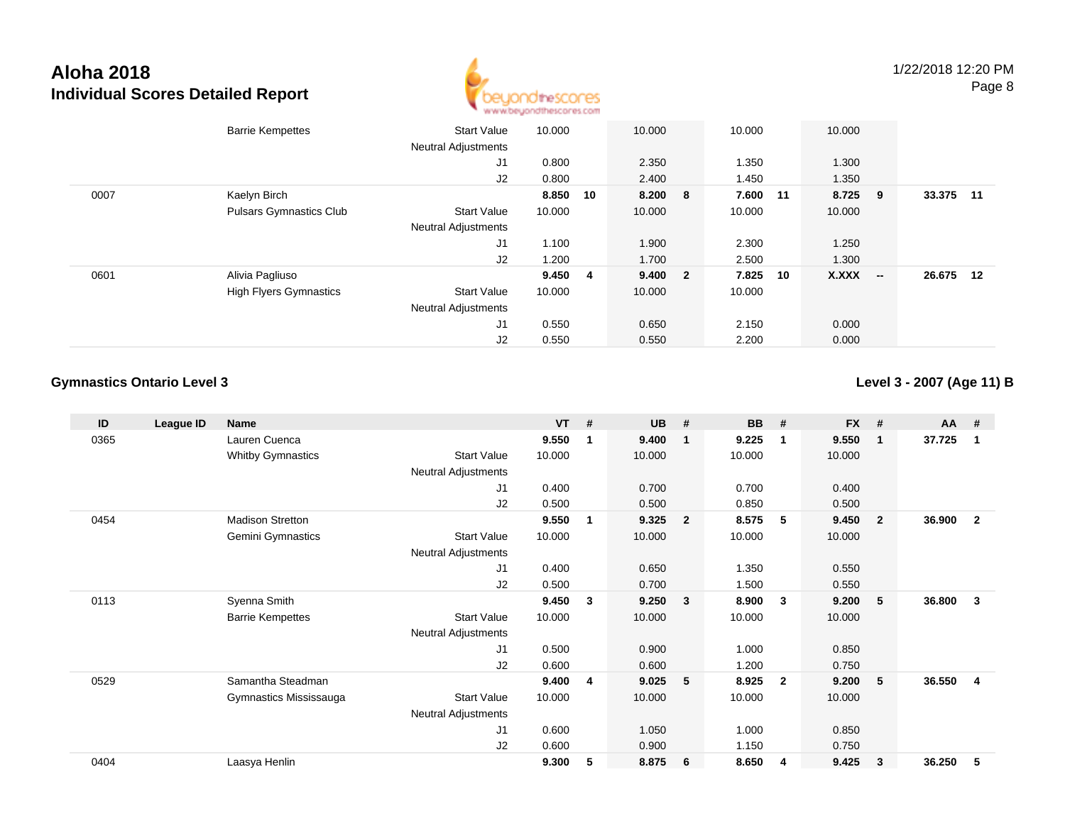# Aloha 2018
## Individual Scores Detailed Report

1/22/2018 12:20 PM

| ID | League ID | Name | | VT | # | UB | # | BB | # | FX | # | AA | # |
|---|---|---|---|---|---|---|---|---|---|---|---|---|---|
| | | Barrie Kempettes | Start Value | 10.000 | | 10.000 | | 10.000 | | 10.000 | | | |
| | | | Neutral Adjustments | | | | | | | | | | |
| | | | J1 | 0.800 | | 2.350 | | 1.350 | | 1.300 | | | |
| | | | J2 | 0.800 | | 2.400 | | 1.450 | | 1.350 | | | |
| 0007 | | Kaelyn Birch | | **8.850** | **10** | **8.200** | **8** | **7.600** | **11** | **8.725** | **9** | **33.375** | **11** |
| | | Pulsars Gymnastics Club | Start Value | 10.000 | | 10.000 | | 10.000 | | 10.000 | | | |
| | | | Neutral Adjustments | | | | | | | | | | |
| | | | J1 | 1.100 | | 1.900 | | 2.300 | | 1.250 | | | |
| | | | J2 | 1.200 | | 1.700 | | 2.500 | | 1.300 | | | |
| 0601 | | Alivia Pagliuso | | **9.450** | **4** | **9.400** | **2** | **7.825** | **10** | **X.XXX** | **--** | **26.675** | **12** |
| | | High Flyers Gymnastics | Start Value | 10.000 | | 10.000 | | 10.000 | | | | | |
| | | | Neutral Adjustments | | | | | | | | | | |
| | | | J1 | 0.550 | | 0.650 | | 2.150 | | 0.000 | | | |
| | | | J2 | 0.550 | | 0.550 | | 2.200 | | 0.000 | | | |

### Gymnastics Ontario Level 3

**Level 3 - 2007 (Age 11) B**

| ID | League ID | Name | | VT | # | UB | # | BB | # | FX | # | AA | # |
|---|---|---|---|---|---|---|---|---|---|---|---|---|---|
| 0365 | | Lauren Cuenca | | **9.550** | **1** | **9.400** | **1** | **9.225** | **1** | **9.550** | **1** | **37.725** | **1** |
| | | Whitby Gymnastics | Start Value | 10.000 | | 10.000 | | 10.000 | | 10.000 | | | |
| | | | Neutral Adjustments | | | | | | | | | | |
| | | | J1 | 0.400 | | 0.700 | | 0.700 | | 0.400 | | | |
| | | | J2 | 0.500 | | 0.500 | | 0.850 | | 0.500 | | | |
| 0454 | | Madison Stretton | | **9.550** | **1** | **9.325** | **2** | **8.575** | **5** | **9.450** | **2** | **36.900** | **2** |
| | | Gemini Gymnastics | Start Value | 10.000 | | 10.000 | | 10.000 | | 10.000 | | | |
| | | | Neutral Adjustments | | | | | | | | | | |
| | | | J1 | 0.400 | | 0.650 | | 1.350 | | 0.550 | | | |
| | | | J2 | 0.500 | | 0.700 | | 1.500 | | 0.550 | | | |
| 0113 | | Syenna Smith | | **9.450** | **3** | **9.250** | **3** | **8.900** | **3** | **9.200** | **5** | **36.800** | **3** |
| | | Barrie Kempettes | Start Value | 10.000 | | 10.000 | | 10.000 | | 10.000 | | | |
| | | | Neutral Adjustments | | | | | | | | | | |
| | | | J1 | 0.500 | | 0.900 | | 1.000 | | 0.850 | | | |
| | | | J2 | 0.600 | | 0.600 | | 1.200 | | 0.750 | | | |
| 0529 | | Samantha Steadman | | **9.400** | **4** | **9.025** | **5** | **8.925** | **2** | **9.200** | **5** | **36.550** | **4** |
| | | Gymnastics Mississauga | Start Value | 10.000 | | 10.000 | | 10.000 | | 10.000 | | | |
| | | | Neutral Adjustments | | | | | | | | | | |
| | | | J1 | 0.600 | | 1.050 | | 1.000 | | 0.850 | | | |
| | | | J2 | 0.600 | | 0.900 | | 1.150 | | 0.750 | | | |
| 0404 | | Laasya Henlin | | **9.300** | **5** | **8.875** | **6** | **8.650** | **4** | **9.425** | **3** | **36.250** | **5** |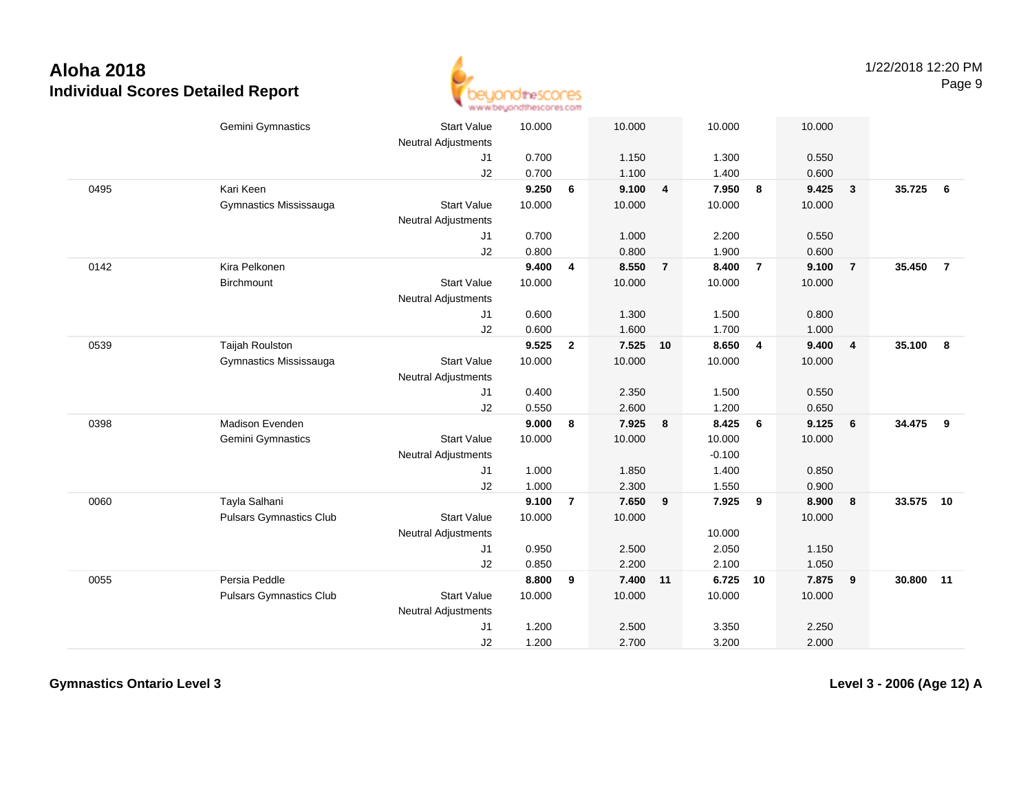# Aloha 2018
## Individual Scores Detailed Report

1/22/2018 12:20 PM

| | | | | | | | | | | | | |
|---|---|---|---|---|---|---|---|---|---|---|---|---|
| | Gemini Gymnastics | Start Value | 10.000 | | 10.000 | | 10.000 | | 10.000 | | | |
| | | Neutral Adjustments | | | | | | | | | | |
| | | J1 | 0.700 | | 1.150 | | 1.300 | | 0.550 | | | |
| | | J2 | 0.700 | | 1.100 | | 1.400 | | 0.600 | | | |
| 0495 | Kari Keen | | **9.250** | **6** | **9.100** | **4** | **7.950** | **8** | **9.425** | **3** | **35.725** | **6** |
| | Gymnastics Mississauga | Start Value | 10.000 | | 10.000 | | 10.000 | | 10.000 | | | |
| | | Neutral Adjustments | | | | | | | | | | |
| | | J1 | 0.700 | | 1.000 | | 2.200 | | 0.550 | | | |
| | | J2 | 0.800 | | 0.800 | | 1.900 | | 0.600 | | | |
| 0142 | Kira Pelkonen | | **9.400** | **4** | **8.550** | **7** | **8.400** | **7** | **9.100** | **7** | **35.450** | **7** |
| | Birchmount | Start Value | 10.000 | | 10.000 | | 10.000 | | 10.000 | | | |
| | | Neutral Adjustments | | | | | | | | | | |
| | | J1 | 0.600 | | 1.300 | | 1.500 | | 0.800 | | | |
| | | J2 | 0.600 | | 1.600 | | 1.700 | | 1.000 | | | |
| 0539 | Taijah Roulston | | **9.525** | **2** | **7.525** | **10** | **8.650** | **4** | **9.400** | **4** | **35.100** | **8** |
| | Gymnastics Mississauga | Start Value | 10.000 | | 10.000 | | 10.000 | | 10.000 | | | |
| | | Neutral Adjustments | | | | | | | | | | |
| | | J1 | 0.400 | | 2.350 | | 1.500 | | 0.550 | | | |
| | | J2 | 0.550 | | 2.600 | | 1.200 | | 0.650 | | | |
| 0398 | Madison Evenden | | **9.000** | **8** | **7.925** | **8** | **8.425** | **6** | **9.125** | **6** | **34.475** | **9** |
| | Gemini Gymnastics | Start Value | 10.000 | | 10.000 | | 10.000 | | 10.000 | | | |
| | | Neutral Adjustments | | | | | -0.100 | | | | | |
| | | J1 | 1.000 | | 1.850 | | 1.400 | | 0.850 | | | |
| | | J2 | 1.000 | | 2.300 | | 1.550 | | 0.900 | | | |
| 0060 | Tayla Salhani | | **9.100** | **7** | **7.650** | **9** | **7.925** | **9** | **8.900** | **8** | **33.575** | **10** |
| | Pulsars Gymnastics Club | Start Value | 10.000 | | 10.000 | | | | 10.000 | | | |
| | | Neutral Adjustments | | | | | 10.000 | | | | | |
| | | J1 | 0.950 | | 2.500 | | 2.050 | | 1.150 | | | |
| | | J2 | 0.850 | | 2.200 | | 2.100 | | 1.050 | | | |
| 0055 | Persia Peddle | | **8.800** | **9** | **7.400** | **11** | **6.725** | **10** | **7.875** | **9** | **30.800** | **11** |
| | Pulsars Gymnastics Club | Start Value | 10.000 | | 10.000 | | 10.000 | | 10.000 | | | |
| | | Neutral Adjustments | | | | | | | | | | |
| | | J1 | 1.200 | | 2.500 | | 3.350 | | 2.250 | | | |
| | | J2 | 1.200 | | 2.700 | | 3.200 | | 2.000 | | | |

**Gymnastics Ontario Level 3** | **Level 3 - 2006 (Age 12) A**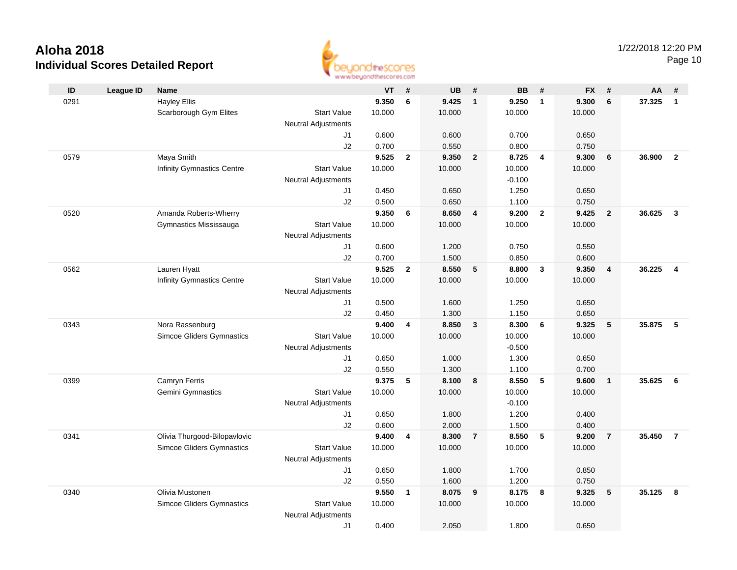# Aloha 2018

## Individual Scores Detailed Report

1/22/2018 12:20 PM

| ID | League ID | Name | | VT | # | UB | # | BB | # | FX | # | AA | # |
|---|---|---|---|---|---|---|---|---|---|---|---|---|---|
| 0291 | | Hayley Ellis | | **9.350** | **6** | **9.425** | **1** | **9.250** | **1** | **9.300** | **6** | **37.325** | **1** |
| | | Scarborough Gym Elites | Start Value | 10.000 | | 10.000 | | 10.000 | | 10.000 | | | |
| | | | Neutral Adjustments | | | | | | | | | | |
| | | | J1 | 0.600 | | 0.600 | | 0.700 | | 0.650 | | | |
| | | | J2 | 0.700 | | 0.550 | | 0.800 | | 0.750 | | | |
| 0579 | | Maya Smith | | **9.525** | **2** | **9.350** | **2** | **8.725** | **4** | **9.300** | **6** | **36.900** | **2** |
| | | Infinity Gymnastics Centre | Start Value | 10.000 | | 10.000 | | 10.000 | | 10.000 | | | |
| | | | Neutral Adjustments | | | | | -0.100 | | | | | |
| | | | J1 | 0.450 | | 0.650 | | 1.250 | | 0.650 | | | |
| | | | J2 | 0.500 | | 0.650 | | 1.100 | | 0.750 | | | |
| 0520 | | Amanda Roberts-Wherry | | **9.350** | **6** | **8.650** | **4** | **9.200** | **2** | **9.425** | **2** | **36.625** | **3** |
| | | Gymnastics Mississauga | Start Value | 10.000 | | 10.000 | | 10.000 | | 10.000 | | | |
| | | | Neutral Adjustments | | | | | | | | | | |
| | | | J1 | 0.600 | | 1.200 | | 0.750 | | 0.550 | | | |
| | | | J2 | 0.700 | | 1.500 | | 0.850 | | 0.600 | | | |
| 0562 | | Lauren Hyatt | | **9.525** | **2** | **8.550** | **5** | **8.800** | **3** | **9.350** | **4** | **36.225** | **4** |
| | | Infinity Gymnastics Centre | Start Value | 10.000 | | 10.000 | | 10.000 | | 10.000 | | | |
| | | | Neutral Adjustments | | | | | | | | | | |
| | | | J1 | 0.500 | | 1.600 | | 1.250 | | 0.650 | | | |
| | | | J2 | 0.450 | | 1.300 | | 1.150 | | 0.650 | | | |
| 0343 | | Nora Rassenburg | | **9.400** | **4** | **8.850** | **3** | **8.300** | **6** | **9.325** | **5** | **35.875** | **5** |
| | | Simcoe Gliders Gymnastics | Start Value | 10.000 | | 10.000 | | 10.000 | | 10.000 | | | |
| | | | Neutral Adjustments | | | | | -0.500 | | | | | |
| | | | J1 | 0.650 | | 1.000 | | 1.300 | | 0.650 | | | |
| | | | J2 | 0.550 | | 1.300 | | 1.100 | | 0.700 | | | |
| 0399 | | Camryn Ferris | | **9.375** | **5** | **8.100** | **8** | **8.550** | **5** | **9.600** | **1** | **35.625** | **6** |
| | | Gemini Gymnastics | Start Value | 10.000 | | 10.000 | | 10.000 | | 10.000 | | | |
| | | | Neutral Adjustments | | | | | -0.100 | | | | | |
| | | | J1 | 0.650 | | 1.800 | | 1.200 | | 0.400 | | | |
| | | | J2 | 0.600 | | 2.000 | | 1.500 | | 0.400 | | | |
| 0341 | | Olivia Thurgood-Bilopavlovic | | **9.400** | **4** | **8.300** | **7** | **8.550** | **5** | **9.200** | **7** | **35.450** | **7** |
| | | Simcoe Gliders Gymnastics | Start Value | 10.000 | | 10.000 | | 10.000 | | 10.000 | | | |
| | | | Neutral Adjustments | | | | | | | | | | |
| | | | J1 | 0.650 | | 1.800 | | 1.700 | | 0.850 | | | |
| | | | J2 | 0.550 | | 1.600 | | 1.200 | | 0.750 | | | |
| 0340 | | Olivia Mustonen | | **9.550** | **1** | **8.075** | **9** | **8.175** | **8** | **9.325** | **5** | **35.125** | **8** |
| | | Simcoe Gliders Gymnastics | Start Value | 10.000 | | 10.000 | | 10.000 | | 10.000 | | | |
| | | | Neutral Adjustments | | | | | | | | | | |
| | | | J1 | 0.400 | | 2.050 | | 1.800 | | 0.650 | | | |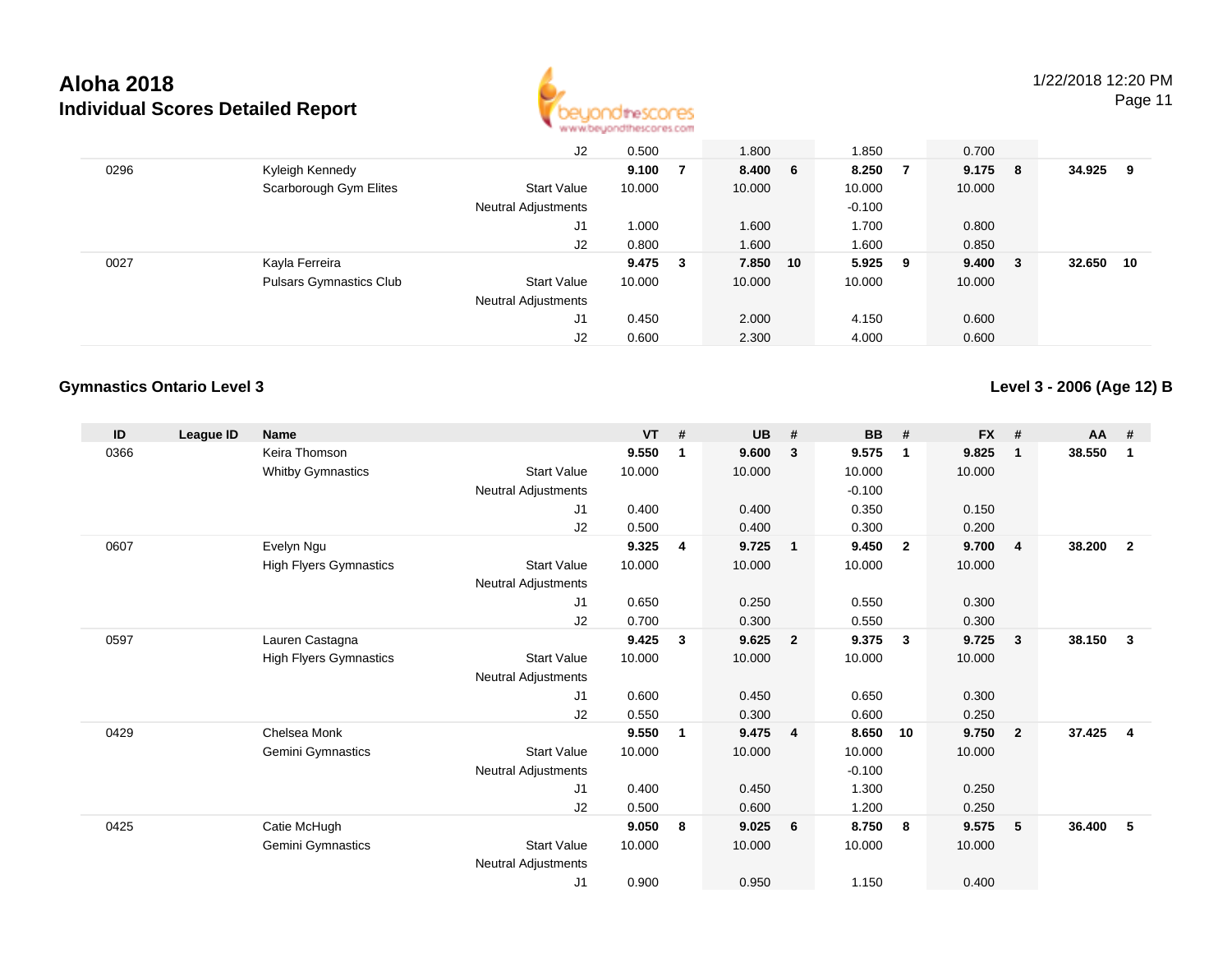# Aloha 2018

## Individual Scores Detailed Report

| ID | League ID | Name | | VT | # | UB | # | BB | # | FX | # | AA | # |
|---|---|---|---|---|---|---|---|---|---|---|---|---|---|
| | | | J2 | 0.500 | | 1.800 | | 1.850 | | 0.700 | | | |
| 0296 | | Kyleigh Kennedy | | **9.100** | **7** | **8.400** | **6** | **8.250** | **7** | **9.175** | **8** | **34.925** | **9** |
| | | Scarborough Gym Elites | Start Value | 10.000 | | 10.000 | | 10.000 | | 10.000 | | | |
| | | | Neutral Adjustments | | | | | -0.100 | | | | | |
| | | | J1 | 1.000 | | 1.600 | | 1.700 | | 0.800 | | | |
| | | | J2 | 0.800 | | 1.600 | | 1.600 | | 0.850 | | | |
| 0027 | | Kayla Ferreira | | **9.475** | **3** | **7.850** | **10** | **5.925** | **9** | **9.400** | **3** | **32.650** | **10** |
| | | Pulsars Gymnastics Club | Start Value | 10.000 | | 10.000 | | 10.000 | | 10.000 | | | |
| | | | Neutral Adjustments | | | | | | | | | | |
| | | | J1 | 0.450 | | 2.000 | | 4.150 | | 0.600 | | | |
| | | | J2 | 0.600 | | 2.300 | | 4.000 | | 0.600 | | | |

### Gymnastics Ontario Level 3

### Level 3 - 2006 (Age 12) B

| ID | League ID | Name | | VT | # | UB | # | BB | # | FX | # | AA | # |
|---|---|---|---|---|---|---|---|---|---|---|---|---|---|
| 0366 | | Keira Thomson | | **9.550** | **1** | **9.600** | **3** | **9.575** | **1** | **9.825** | **1** | **38.550** | **1** |
| | | Whitby Gymnastics | Start Value | 10.000 | | 10.000 | | 10.000 | | 10.000 | | | |
| | | | Neutral Adjustments | | | | | -0.100 | | | | | |
| | | | J1 | 0.400 | | 0.400 | | 0.350 | | 0.150 | | | |
| | | | J2 | 0.500 | | 0.400 | | 0.300 | | 0.200 | | | |
| 0607 | | Evelyn Ngu | | **9.325** | **4** | **9.725** | **1** | **9.450** | **2** | **9.700** | **4** | **38.200** | **2** |
| | | High Flyers Gymnastics | Start Value | 10.000 | | 10.000 | | 10.000 | | 10.000 | | | |
| | | | Neutral Adjustments | | | | | | | | | | |
| | | | J1 | 0.650 | | 0.250 | | 0.550 | | 0.300 | | | |
| | | | J2 | 0.700 | | 0.300 | | 0.550 | | 0.300 | | | |
| 0597 | | Lauren Castagna | | **9.425** | **3** | **9.625** | **2** | **9.375** | **3** | **9.725** | **3** | **38.150** | **3** |
| | | High Flyers Gymnastics | Start Value | 10.000 | | 10.000 | | 10.000 | | 10.000 | | | |
| | | | Neutral Adjustments | | | | | | | | | | |
| | | | J1 | 0.600 | | 0.450 | | 0.650 | | 0.300 | | | |
| | | | J2 | 0.550 | | 0.300 | | 0.600 | | 0.250 | | | |
| 0429 | | Chelsea Monk | | **9.550** | **1** | **9.475** | **4** | **8.650** | **10** | **9.750** | **2** | **37.425** | **4** |
| | | Gemini Gymnastics | Start Value | 10.000 | | 10.000 | | 10.000 | | 10.000 | | | |
| | | | Neutral Adjustments | | | | | -0.100 | | | | | |
| | | | J1 | 0.400 | | 0.450 | | 1.300 | | 0.250 | | | |
| | | | J2 | 0.500 | | 0.600 | | 1.200 | | 0.250 | | | |
| 0425 | | Catie McHugh | | **9.050** | **8** | **9.025** | **6** | **8.750** | **8** | **9.575** | **5** | **36.400** | **5** |
| | | Gemini Gymnastics | Start Value | 10.000 | | 10.000 | | 10.000 | | 10.000 | | | |
| | | | Neutral Adjustments | | | | | | | | | | |
| | | | J1 | 0.900 | | 0.950 | | 1.150 | | 0.400 | | | |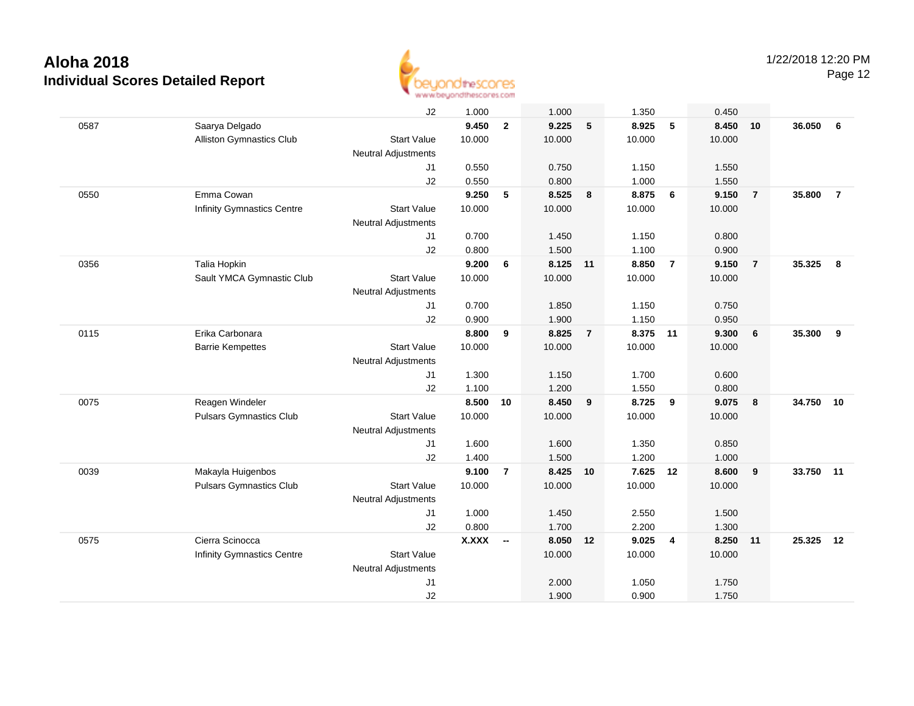# Aloha 2018

## Individual Scores Detailed Report

1/22/2018 12:20 PM

| | | | | | | | | | | | | |
|---|---|---|---|---|---|---|---|---|---|---|---|---|
| | | J2 | 1.000 | | 1.000 | | 1.350 | | 0.450 | | | |
| 0587 | Saarya Delgado | | **9.450** | **2** | **9.225** | **5** | **8.925** | **5** | **8.450** | **10** | **36.050** | **6** |
| | Alliston Gymnastics Club | Start Value | 10.000 | | 10.000 | | 10.000 | | 10.000 | | | |
| | | Neutral Adjustments | | | | | | | | | | |
| | | J1 | 0.550 | | 0.750 | | 1.150 | | 1.550 | | | |
| | | J2 | 0.550 | | 0.800 | | 1.000 | | 1.550 | | | |
| 0550 | Emma Cowan | | **9.250** | **5** | **8.525** | **8** | **8.875** | **6** | **9.150** | **7** | **35.800** | **7** |
| | Infinity Gymnastics Centre | Start Value | 10.000 | | 10.000 | | 10.000 | | 10.000 | | | |
| | | Neutral Adjustments | | | | | | | | | | |
| | | J1 | 0.700 | | 1.450 | | 1.150 | | 0.800 | | | |
| | | J2 | 0.800 | | 1.500 | | 1.100 | | 0.900 | | | |
| 0356 | Talia Hopkin | | **9.200** | **6** | **8.125** | **11** | **8.850** | **7** | **9.150** | **7** | **35.325** | **8** |
| | Sault YMCA Gymnastic Club | Start Value | 10.000 | | 10.000 | | 10.000 | | 10.000 | | | |
| | | Neutral Adjustments | | | | | | | | | | |
| | | J1 | 0.700 | | 1.850 | | 1.150 | | 0.750 | | | |
| | | J2 | 0.900 | | 1.900 | | 1.150 | | 0.950 | | | |
| 0115 | Erika Carbonara | | **8.800** | **9** | **8.825** | **7** | **8.375** | **11** | **9.300** | **6** | **35.300** | **9** |
| | Barrie Kempettes | Start Value | 10.000 | | 10.000 | | 10.000 | | 10.000 | | | |
| | | Neutral Adjustments | | | | | | | | | | |
| | | J1 | 1.300 | | 1.150 | | 1.700 | | 0.600 | | | |
| | | J2 | 1.100 | | 1.200 | | 1.550 | | 0.800 | | | |
| 0075 | Reagen Windeler | | **8.500** | **10** | **8.450** | **9** | **8.725** | **9** | **9.075** | **8** | **34.750** | **10** |
| | Pulsars Gymnastics Club | Start Value | 10.000 | | 10.000 | | 10.000 | | 10.000 | | | |
| | | Neutral Adjustments | | | | | | | | | | |
| | | J1 | 1.600 | | 1.600 | | 1.350 | | 0.850 | | | |
| | | J2 | 1.400 | | 1.500 | | 1.200 | | 1.000 | | | |
| 0039 | Makayla Huigenbos | | **9.100** | **7** | **8.425** | **10** | **7.625** | **12** | **8.600** | **9** | **33.750** | **11** |
| | Pulsars Gymnastics Club | Start Value | 10.000 | | 10.000 | | 10.000 | | 10.000 | | | |
| | | Neutral Adjustments | | | | | | | | | | |
| | | J1 | 1.000 | | 1.450 | | 2.550 | | 1.500 | | | |
| | | J2 | 0.800 | | 1.700 | | 2.200 | | 1.300 | | | |
| 0575 | Cierra Scinocca | | **X.XXX** | **--** | **8.050** | **12** | **9.025** | **4** | **8.250** | **11** | **25.325** | **12** |
| | Infinity Gymnastics Centre | Start Value | | | 10.000 | | 10.000 | | 10.000 | | | |
| | | Neutral Adjustments | | | | | | | | | | |
| | | J1 | | | 2.000 | | 1.050 | | 1.750 | | | |
| | | J2 | | | 1.900 | | 0.900 | | 1.750 | | | |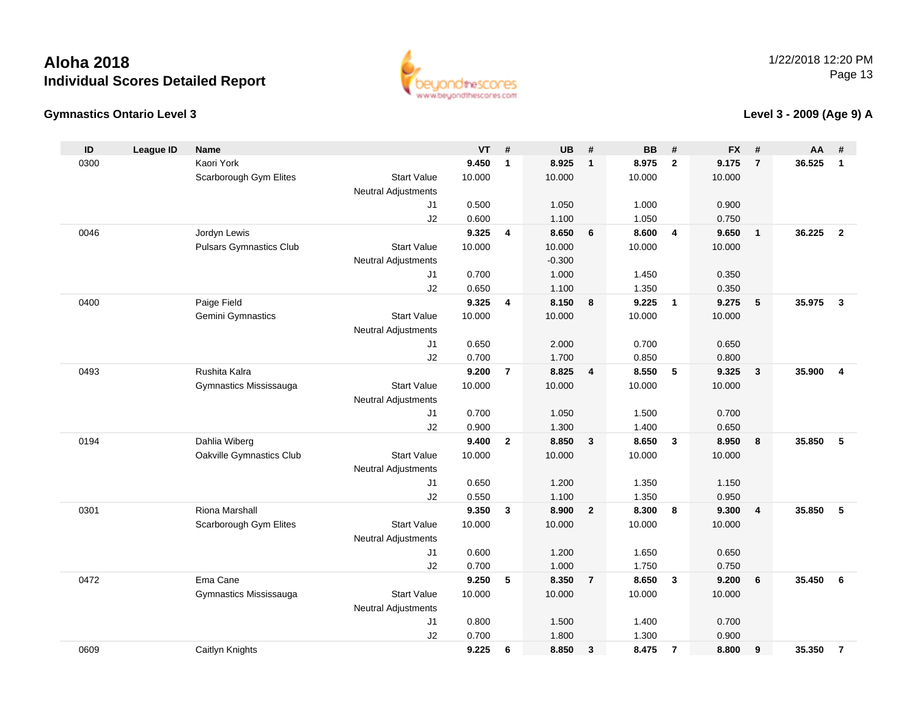# Aloha 2018

## Individual Scores Detailed Report

1/22/2018 12:20 PM

### Gymnastics Ontario Level 3

### Level 3 - 2009 (Age 9) A

| ID | League ID | Name | | VT | # | UB | # | BB | # | FX | # | AA | # |
|---|---|---|---|---|---|---|---|---|---|---|---|---|---|
| 0300 | | Kaori York | | **9.450** | **1** | **8.925** | **1** | **8.975** | **2** | **9.175** | **7** | **36.525** | **1** |
| | | Scarborough Gym Elites | Start Value | 10.000 | | 10.000 | | 10.000 | | 10.000 | | | |
| | | | Neutral Adjustments | | | | | | | | | | |
| | | | J1 | 0.500 | | 1.050 | | 1.000 | | 0.900 | | | |
| | | | J2 | 0.600 | | 1.100 | | 1.050 | | 0.750 | | | |
| 0046 | | Jordyn Lewis | | **9.325** | **4** | **8.650** | **6** | **8.600** | **4** | **9.650** | **1** | **36.225** | **2** |
| | | Pulsars Gymnastics Club | Start Value | 10.000 | | 10.000 | | 10.000 | | 10.000 | | | |
| | | | Neutral Adjustments | | | -0.300 | | | | | | | |
| | | | J1 | 0.700 | | 1.000 | | 1.450 | | 0.350 | | | |
| | | | J2 | 0.650 | | 1.100 | | 1.350 | | 0.350 | | | |
| 0400 | | Paige Field | | **9.325** | **4** | **8.150** | **8** | **9.225** | **1** | **9.275** | **5** | **35.975** | **3** |
| | | Gemini Gymnastics | Start Value | 10.000 | | 10.000 | | 10.000 | | 10.000 | | | |
| | | | Neutral Adjustments | | | | | | | | | | |
| | | | J1 | 0.650 | | 2.000 | | 0.700 | | 0.650 | | | |
| | | | J2 | 0.700 | | 1.700 | | 0.850 | | 0.800 | | | |
| 0493 | | Rushita Kalra | | **9.200** | **7** | **8.825** | **4** | **8.550** | **5** | **9.325** | **3** | **35.900** | **4** |
| | | Gymnastics Mississauga | Start Value | 10.000 | | 10.000 | | 10.000 | | 10.000 | | | |
| | | | Neutral Adjustments | | | | | | | | | | |
| | | | J1 | 0.700 | | 1.050 | | 1.500 | | 0.700 | | | |
| | | | J2 | 0.900 | | 1.300 | | 1.400 | | 0.650 | | | |
| 0194 | | Dahlia Wiberg | | **9.400** | **2** | **8.850** | **3** | **8.650** | **3** | **8.950** | **8** | **35.850** | **5** |
| | | Oakville Gymnastics Club | Start Value | 10.000 | | 10.000 | | 10.000 | | 10.000 | | | |
| | | | Neutral Adjustments | | | | | | | | | | |
| | | | J1 | 0.650 | | 1.200 | | 1.350 | | 1.150 | | | |
| | | | J2 | 0.550 | | 1.100 | | 1.350 | | 0.950 | | | |
| 0301 | | Riona Marshall | | **9.350** | **3** | **8.900** | **2** | **8.300** | **8** | **9.300** | **4** | **35.850** | **5** |
| | | Scarborough Gym Elites | Start Value | 10.000 | | 10.000 | | 10.000 | | 10.000 | | | |
| | | | Neutral Adjustments | | | | | | | | | | |
| | | | J1 | 0.600 | | 1.200 | | 1.650 | | 0.650 | | | |
| | | | J2 | 0.700 | | 1.000 | | 1.750 | | 0.750 | | | |
| 0472 | | Ema Cane | | **9.250** | **5** | **8.350** | **7** | **8.650** | **3** | **9.200** | **6** | **35.450** | **6** |
| | | Gymnastics Mississauga | Start Value | 10.000 | | 10.000 | | 10.000 | | 10.000 | | | |
| | | | Neutral Adjustments | | | | | | | | | | |
| | | | J1 | 0.800 | | 1.500 | | 1.400 | | 0.700 | | | |
| | | | J2 | 0.700 | | 1.800 | | 1.300 | | 0.900 | | | |
| 0609 | | Caitlyn Knights | | **9.225** | **6** | **8.850** | **3** | **8.475** | **7** | **8.800** | **9** | **35.350** | **7** |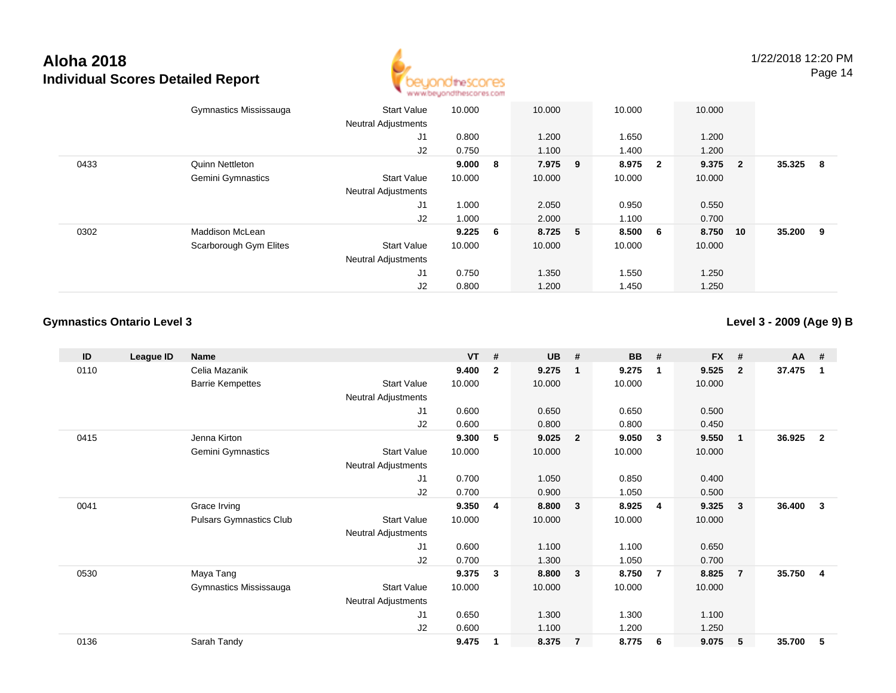| ID | League ID | Name | | VT | # | UB | # | BB | # | FX | # | AA | # |
|---|---|---|---|---|---|---|---|---|---|---|---|---|---|
| | | Gymnastics Mississauga | Start Value | 10.000 | | 10.000 | | 10.000 | | 10.000 | | | |
| | | | Neutral Adjustments | | | | | | | | | | |
| | | | J1 | 0.800 | | 1.200 | | 1.650 | | 1.200 | | | |
| | | | J2 | 0.750 | | 1.100 | | 1.400 | | 1.200 | | | |
| 0433 | | Quinn Nettleton | | **9.000** | **8** | **7.975** | **9** | **8.975** | **2** | **9.375** | **2** | **35.325** | **8** |
| | | Gemini Gymnastics | Start Value | 10.000 | | 10.000 | | 10.000 | | 10.000 | | | |
| | | | Neutral Adjustments | | | | | | | | | | |
| | | | J1 | 1.000 | | 2.050 | | 0.950 | | 0.550 | | | |
| | | | J2 | 1.000 | | 2.000 | | 1.100 | | 0.700 | | | |
| 0302 | | Maddison McLean | | **9.225** | **6** | **8.725** | **5** | **8.500** | **6** | **8.750** | **10** | **35.200** | **9** |
| | | Scarborough Gym Elites | Start Value | 10.000 | | 10.000 | | 10.000 | | 10.000 | | | |
| | | | Neutral Adjustments | | | | | | | | | | |
| | | | J1 | 0.750 | | 1.350 | | 1.550 | | 1.250 | | | |
| | | | J2 | 0.800 | | 1.200 | | 1.450 | | 1.250 | | | |

### Gymnastics Ontario Level 3

### Level 3 - 2009 (Age 9) B

| ID | League ID | Name | | VT | # | UB | # | BB | # | FX | # | AA | # |
|---|---|---|---|---|---|---|---|---|---|---|---|---|---|
| 0110 | | Celia Mazanik | | **9.400** | **2** | **9.275** | **1** | **9.275** | **1** | **9.525** | **2** | **37.475** | **1** |
| | | Barrie Kempettes | Start Value | 10.000 | | 10.000 | | 10.000 | | 10.000 | | | |
| | | | Neutral Adjustments | | | | | | | | | | |
| | | | J1 | 0.600 | | 0.650 | | 0.650 | | 0.500 | | | |
| | | | J2 | 0.600 | | 0.800 | | 0.800 | | 0.450 | | | |
| 0415 | | Jenna Kirton | | **9.300** | **5** | **9.025** | **2** | **9.050** | **3** | **9.550** | **1** | **36.925** | **2** |
| | | Gemini Gymnastics | Start Value | 10.000 | | 10.000 | | 10.000 | | 10.000 | | | |
| | | | Neutral Adjustments | | | | | | | | | | |
| | | | J1 | 0.700 | | 1.050 | | 0.850 | | 0.400 | | | |
| | | | J2 | 0.700 | | 0.900 | | 1.050 | | 0.500 | | | |
| 0041 | | Grace Irving | | **9.350** | **4** | **8.800** | **3** | **8.925** | **4** | **9.325** | **3** | **36.400** | **3** |
| | | Pulsars Gymnastics Club | Start Value | 10.000 | | 10.000 | | 10.000 | | 10.000 | | | |
| | | | Neutral Adjustments | | | | | | | | | | |
| | | | J1 | 0.600 | | 1.100 | | 1.100 | | 0.650 | | | |
| | | | J2 | 0.700 | | 1.300 | | 1.050 | | 0.700 | | | |
| 0530 | | Maya Tang | | **9.375** | **3** | **8.800** | **3** | **8.750** | **7** | **8.825** | **7** | **35.750** | **4** |
| | | Gymnastics Mississauga | Start Value | 10.000 | | 10.000 | | 10.000 | | 10.000 | | | |
| | | | Neutral Adjustments | | | | | | | | | | |
| | | | J1 | 0.650 | | 1.300 | | 1.300 | | 1.100 | | | |
| | | | J2 | 0.600 | | 1.100 | | 1.200 | | 1.250 | | | |
| 0136 | | Sarah Tandy | | **9.475** | **1** | **8.375** | **7** | **8.775** | **6** | **9.075** | **5** | **35.700** | **5** |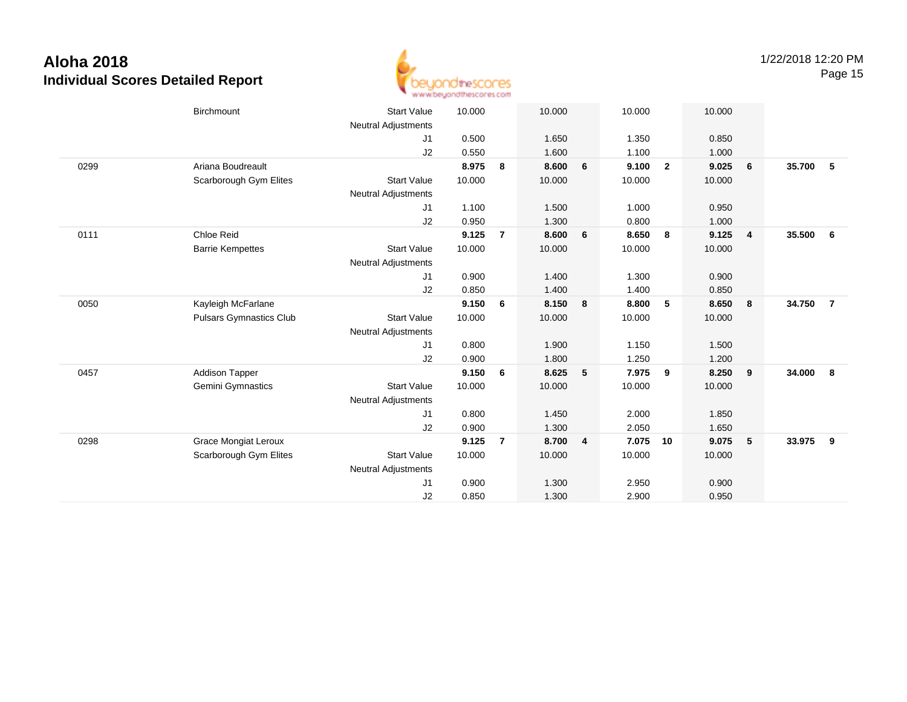# Aloha 2018

## Individual Scores Detailed Report

| | | | | | | | | | | | | |
|---|---|---|---|---|---|---|---|---|---|---|---|---|
| | Birchmount | Start Value | 10.000 | | 10.000 | | 10.000 | | 10.000 | | | |
| | | Neutral Adjustments | | | | | | | | | | |
| | | J1 | 0.500 | | 1.650 | | 1.350 | | 0.850 | | | |
| | | J2 | 0.550 | | 1.600 | | 1.100 | | 1.000 | | | |
| 0299 | Ariana Boudreault | | **8.975** | **8** | **8.600** | **6** | **9.100** | **2** | **9.025** | **6** | **35.700** | **5** |
| | Scarborough Gym Elites | Start Value | 10.000 | | 10.000 | | 10.000 | | 10.000 | | | |
| | | Neutral Adjustments | | | | | | | | | | |
| | | J1 | 1.100 | | 1.500 | | 1.000 | | 0.950 | | | |
| | | J2 | 0.950 | | 1.300 | | 0.800 | | 1.000 | | | |
| 0111 | Chloe Reid | | **9.125** | **7** | **8.600** | **6** | **8.650** | **8** | **9.125** | **4** | **35.500** | **6** |
| | Barrie Kempettes | Start Value | 10.000 | | 10.000 | | 10.000 | | 10.000 | | | |
| | | Neutral Adjustments | | | | | | | | | | |
| | | J1 | 0.900 | | 1.400 | | 1.300 | | 0.900 | | | |
| | | J2 | 0.850 | | 1.400 | | 1.400 | | 0.850 | | | |
| 0050 | Kayleigh McFarlane | | **9.150** | **6** | **8.150** | **8** | **8.800** | **5** | **8.650** | **8** | **34.750** | **7** |
| | Pulsars Gymnastics Club | Start Value | 10.000 | | 10.000 | | 10.000 | | 10.000 | | | |
| | | Neutral Adjustments | | | | | | | | | | |
| | | J1 | 0.800 | | 1.900 | | 1.150 | | 1.500 | | | |
| | | J2 | 0.900 | | 1.800 | | 1.250 | | 1.200 | | | |
| 0457 | Addison Tapper | | **9.150** | **6** | **8.625** | **5** | **7.975** | **9** | **8.250** | **9** | **34.000** | **8** |
| | Gemini Gymnastics | Start Value | 10.000 | | 10.000 | | 10.000 | | 10.000 | | | |
| | | Neutral Adjustments | | | | | | | | | | |
| | | J1 | 0.800 | | 1.450 | | 2.000 | | 1.850 | | | |
| | | J2 | 0.900 | | 1.300 | | 2.050 | | 1.650 | | | |
| 0298 | Grace Mongiat Leroux | | **9.125** | **7** | **8.700** | **4** | **7.075** | **10** | **9.075** | **5** | **33.975** | **9** |
| | Scarborough Gym Elites | Start Value | 10.000 | | 10.000 | | 10.000 | | 10.000 | | | |
| | | Neutral Adjustments | | | | | | | | | | |
| | | J1 | 0.900 | | 1.300 | | 2.950 | | 0.900 | | | |
| | | J2 | 0.850 | | 1.300 | | 2.900 | | 0.950 | | | |